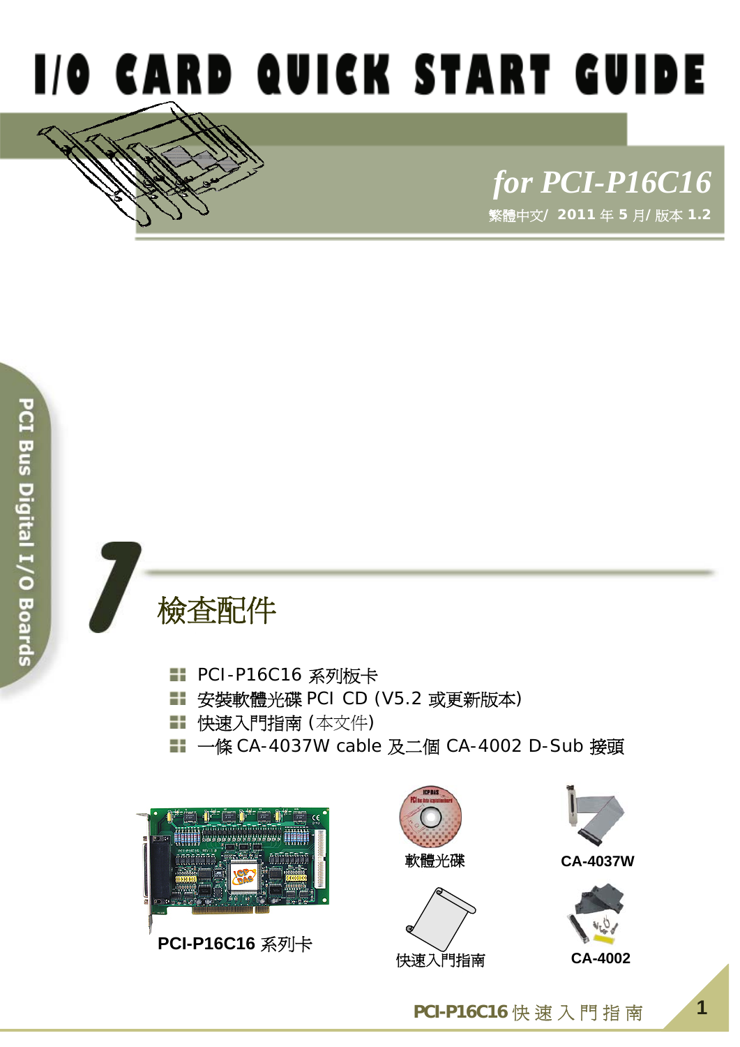# I/O CARD QUICK START GUIDE

*for PCI-P16C16*

繁體中文/ **2011** 年 **5** 月/ 版本 **1.2**

PCI Bus Digital I/O Boards

## 1 檢查配件

- PCI-P16C16 系列板卡
- 安裝軟體光碟 PCI CD (V5.2 或更新版本)
- 快速入門指南 (本文件)
- 一條 CA-4037W cable 及二個 CA-4002 D-Sub 接頭

**PCI-P16C16** 系列卡

軟體光碟

快速入門指南

**CA-4037W**

**CA-4002**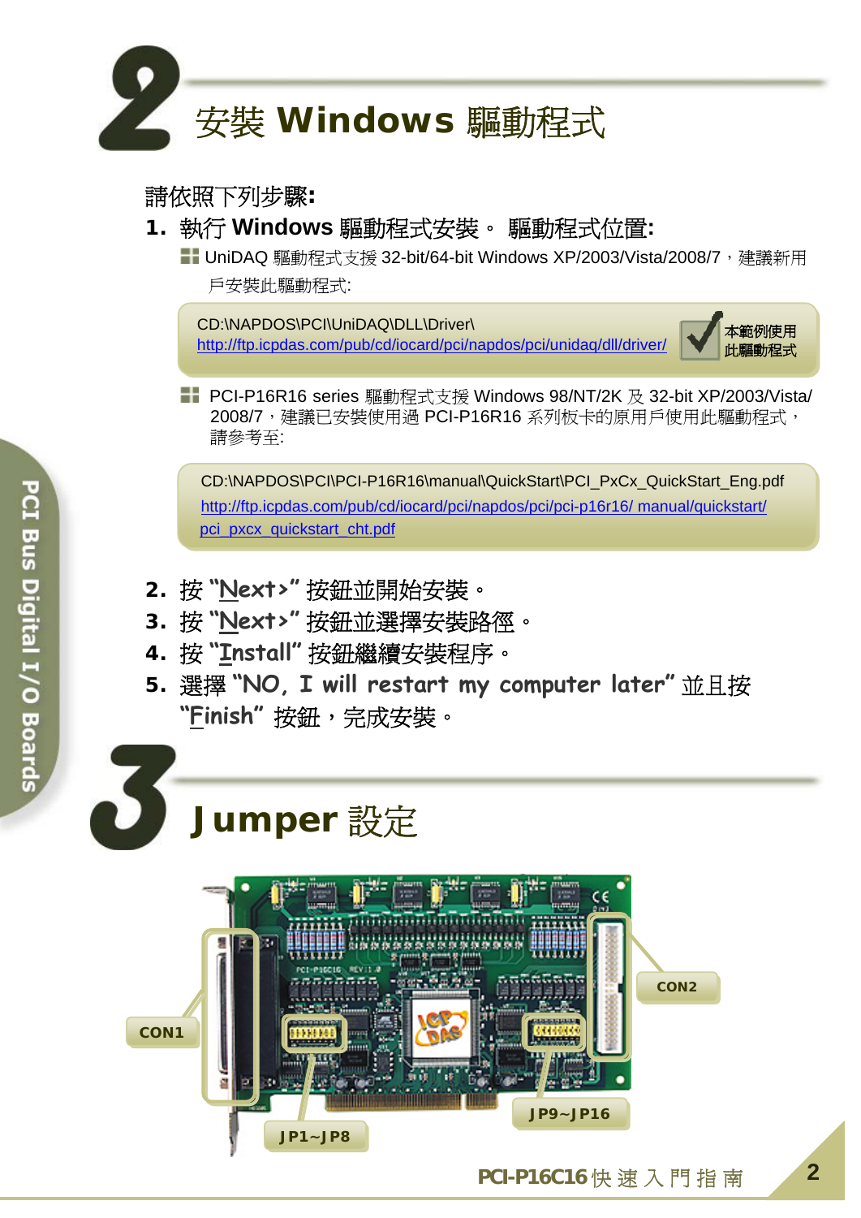# 2 安裝 Windows 驅動程式

請依照下列步驟**:**

1. **執行 Windows 驅動程式安裝。 驅動程式位置:**

   - UniDAQ 驅動程式支援 32-bit/64-bit Windows XP/2003/Vista/2008/7，建議新用戶安裝此驅動程式:

   > CD:\NAPDOS\PCI\UniDAQ\DLL\Driver\
   > http://ftp.icpdas.com/pub/cd/iocard/pci/napdos/pci/unidaq/dll/driver/
   >
   > **本範例使用此驅動程式**

   - PCI-P16R16 series 驅動程式支援 Windows 98/NT/2K 及 32-bit XP/2003/Vista/2008/7，建議已安裝使用過 PCI-P16R16 系列板卡的原用戶使用此驅動程式，請參考至:

   > CD:\NAPDOS\PCI\PCI-P16R16\manual\QuickStart\PCI_PxCx_QuickStart_Eng.pdf
   > http://ftp.icpdas.com/pub/cd/iocard/pci/napdos/pci/pci-p16r16/ manual/quickstart/pci_pxcx_quickstart_cht.pdf

2. 按 "**Next>**" 按鈕並開始安裝。
3. 按 "**Next>**" 按鈕並選擇安裝路徑。
4. 按 "**Install**" 按鈕繼續安裝程序。
5. 選擇 "**NO, I will restart my computer later**" 並且按 "**Finish**" 按鈕，完成安裝。

# 3 Jumper 設定

CON1

CON2

JP1~JP8

JP9~JP16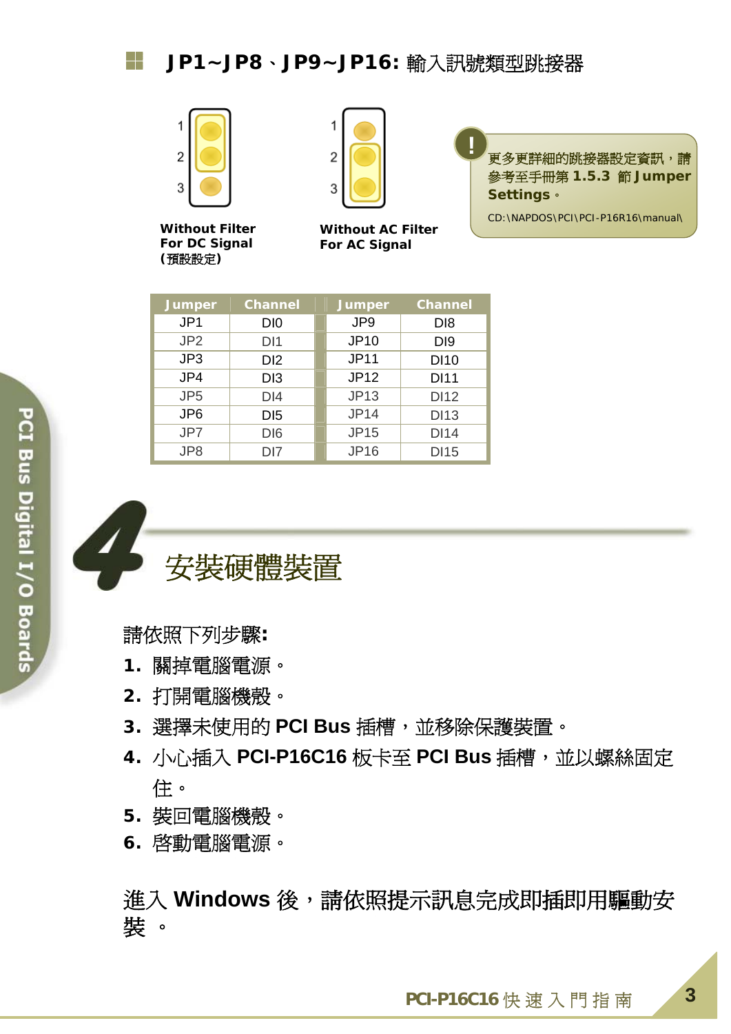## JP1~JP8、JP9~JP16: 輸入訊號類型跳接器

1
2
3

**Without Filter**
**For DC Signal**
**(預設設定)**

1
2
3

**Without AC Filter**
**For AC Signal**

更多更詳細的跳接器設定資訊，請參考至手冊第 **1.5.3** 節 **Jumper Settings**。
CD:\NAPDOS\PCI\PCI-P16R16\manual\

| Jumper | Channel | Jumper | Channel |
|---|---|---|---|
| JP1 | DI0 | JP9 | DI8 |
| JP2 | DI1 | JP10 | DI9 |
| JP3 | DI2 | JP11 | DI10 |
| JP4 | DI3 | JP12 | DI11 |
| JP5 | DI4 | JP13 | DI12 |
| JP6 | DI5 | JP14 | DI13 |
| JP7 | DI6 | JP15 | DI14 |
| JP8 | DI7 | JP16 | DI15 |

# 4 安裝硬體裝置

請依照下列步驟:

1. 關掉電腦電源。
2. 打開電腦機殼。
3. 選擇未使用的 **PCI Bus** 插槽，並移除保護裝置。
4. 小心插入 **PCI-P16C16** 板卡至 **PCI Bus** 插槽，並以螺絲固定住。
5. 裝回電腦機殼。
6. 啓動電腦電源。

進入 **Windows** 後，請依照提示訊息完成即插即用驅動安裝 。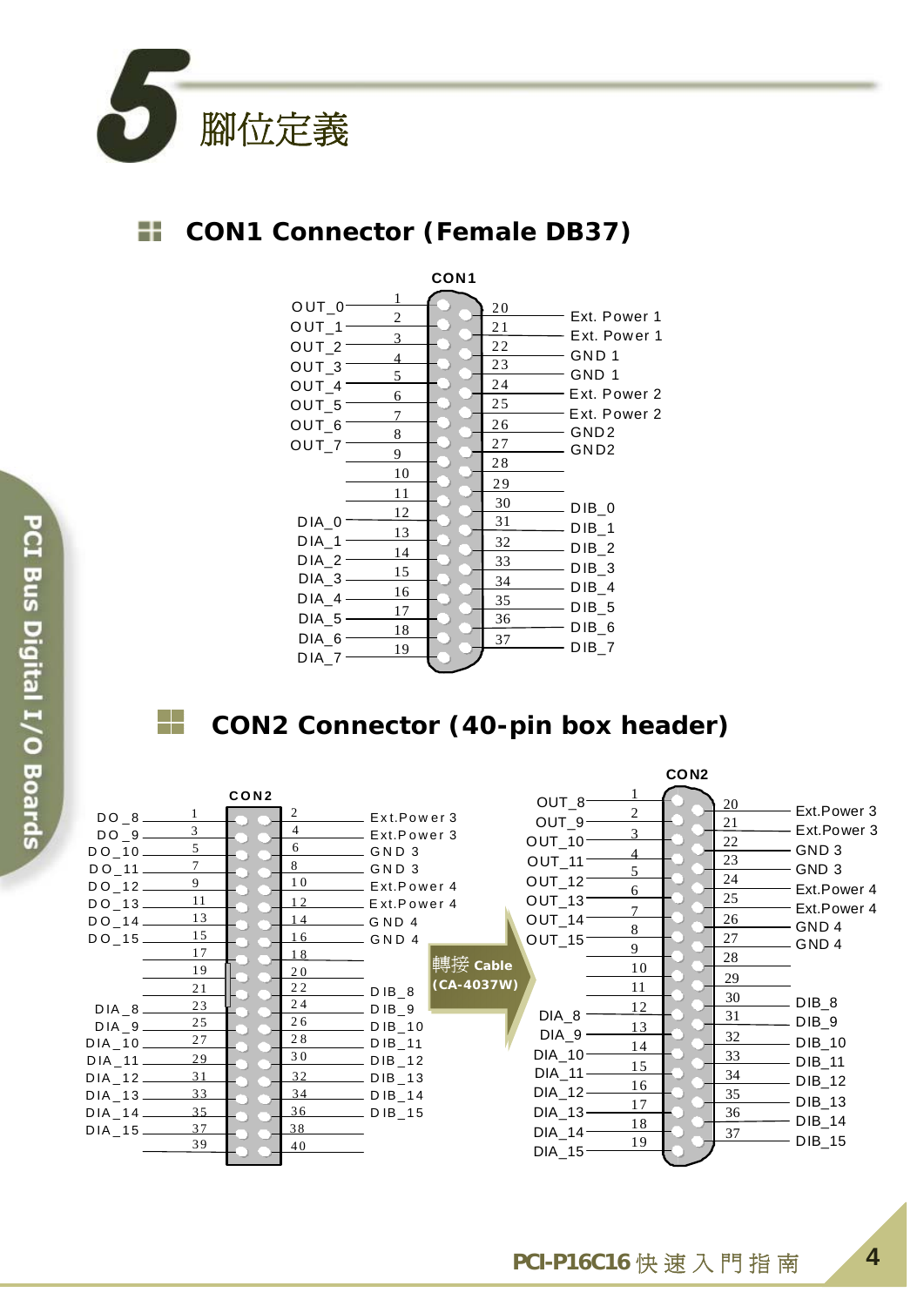# 5 腳位定義

## CON1 Connector (Female DB37)

CON1

| Signal | Pin | Pin | Signal |
|---|---|---|---|
| OUT_0 | 1 | 20 | Ext. Power 1 |
| OUT_1 | 2 | 21 | Ext. Power 1 |
| OUT_2 | 3 | 22 | GND 1 |
| OUT_3 | 4 | 23 | GND 1 |
| OUT_4 | 5 | 24 | Ext. Power 2 |
| OUT_5 | 6 | 25 | Ext. Power 2 |
| OUT_6 | 7 | 26 | GND2 |
| OUT_7 | 8 | 27 | GND2 |
| | 9 | 28 | |
| | 10 | 29 | |
| | 11 | 30 | DIB_0 |
| DIA_0 | 12 | 31 | DIB_1 |
| DIA_1 | 13 | 32 | DIB_2 |
| DIA_2 | 14 | 33 | DIB_3 |
| DIA_3 | 15 | 34 | DIB_4 |
| DIA_4 | 16 | 35 | DIB_5 |
| DIA_5 | 17 | 36 | DIB_6 |
| DIA_6 | 18 | 37 | DIB_7 |
| DIA_7 | 19 | | |

## CON2 Connector (40-pin box header)

CON2

| Signal | Pin | Pin | Signal |
|---|---|---|---|
| DO_8 | 1 | 2 | Ext.Power 3 |
| DO_9 | 3 | 4 | Ext.Power 3 |
| DO_10 | 5 | 6 | GND 3 |
| DO_11 | 7 | 8 | GND 3 |
| DO_12 | 9 | 10 | Ext.Power 4 |
| DO_13 | 11 | 12 | Ext.Power 4 |
| DO_14 | 13 | 14 | GND 4 |
| DO_15 | 15 | 16 | GND 4 |
| | 17 | 18 | |
| | 19 | 20 | |
| | 21 | 22 | DIB_8 |
| DIA_8 | 23 | 24 | DIB_9 |
| DIA_9 | 25 | 26 | DIB_10 |
| DIA_10 | 27 | 28 | DIB_11 |
| DIA_11 | 29 | 30 | DIB_12 |
| DIA_12 | 31 | 32 | DIB_13 |
| DIA_13 | 33 | 34 | DIB_14 |
| DIA_14 | 35 | 36 | DIB_15 |
| DIA_15 | 37 | 38 | |
| | 39 | 40 | |

轉接 Cable (CA-4037W)

CON2

| Signal | Pin | Pin | Signal |
|---|---|---|---|
| OUT_8 | 1 | 20 | Ext.Power 3 |
| OUT_9 | 2 | 21 | Ext.Power 3 |
| OUT_10 | 3 | 22 | GND 3 |
| OUT_11 | 4 | 23 | GND 3 |
| OUT_12 | 5 | 24 | Ext.Power 4 |
| OUT_13 | 6 | 25 | Ext.Power 4 |
| OUT_14 | 7 | 26 | GND 4 |
| OUT_15 | 8 | 27 | GND 4 |
| | 9 | 28 | |
| | 10 | 29 | |
| | 11 | 30 | DIB_8 |
| DIA_8 | 12 | 31 | DIB_9 |
| DIA_9 | 13 | 32 | DIB_10 |
| DIA_10 | 14 | 33 | DIB_11 |
| DIA_11 | 15 | 34 | DIB_12 |
| DIA_12 | 16 | 35 | DIB_13 |
| DIA_13 | 17 | 36 | DIB_14 |
| DIA_14 | 18 | 37 | DIB_15 |
| DIA_15 | 19 | | |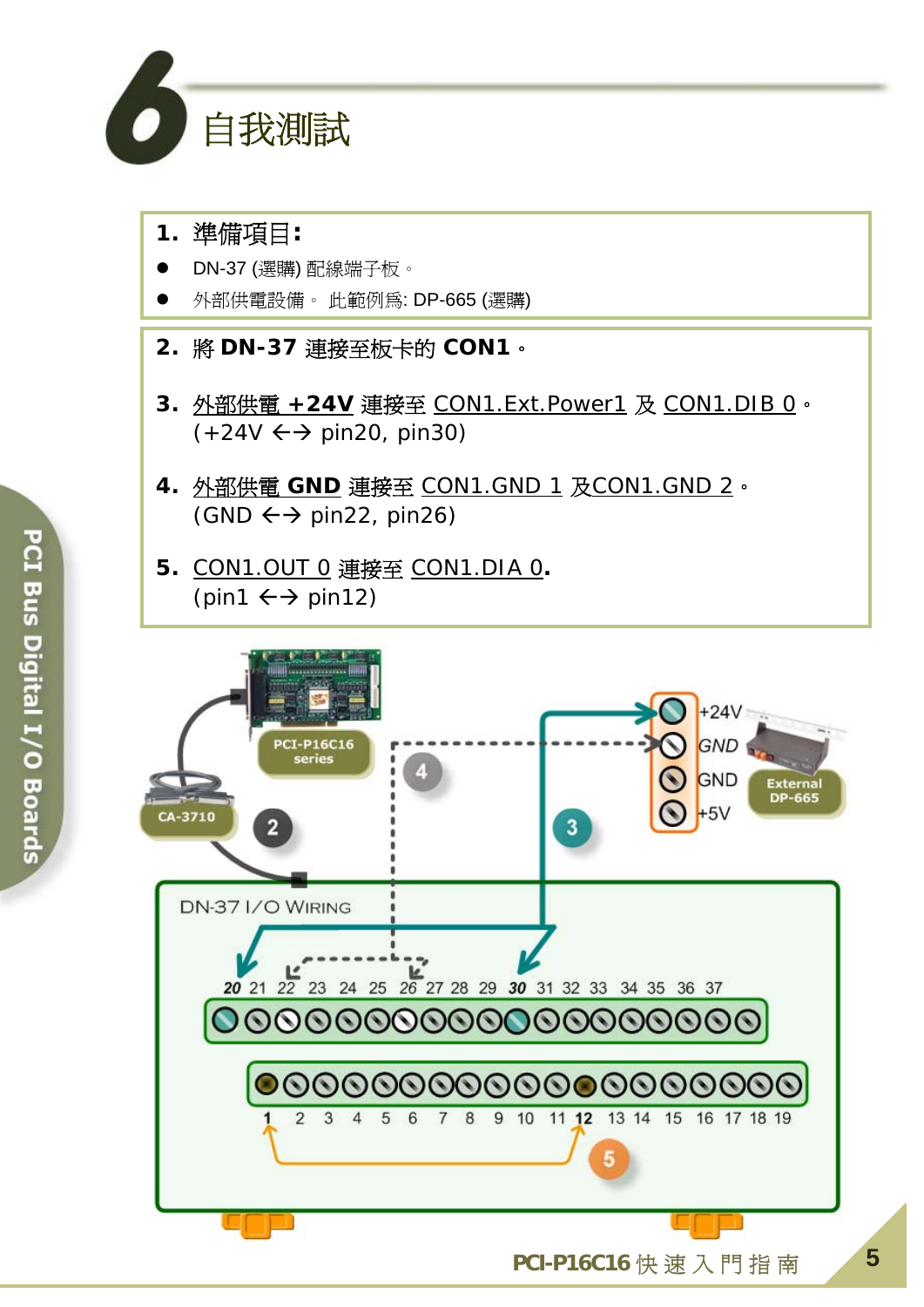# 6 自我測試

**1. 準備項目:**

- DN-37 (選購) 配線端子板。
- 外部供電設備。 此範例爲: DP-665 (選購)

**2. 將 DN-37 連接至板卡的 CON1。**

**3.** 外部供電 **+24V** 連接至 CON1.Ext.Power1 及 CON1.DIB 0。
(+24V ←→ pin20, pin30)

**4.** 外部供電 **GND** 連接至 CON1.GND 1 及CON1.GND 2。
(GND ←→ pin22, pin26)

**5.** CON1.OUT 0 連接至 CON1.DIA 0.
(pin1 ←→ pin12)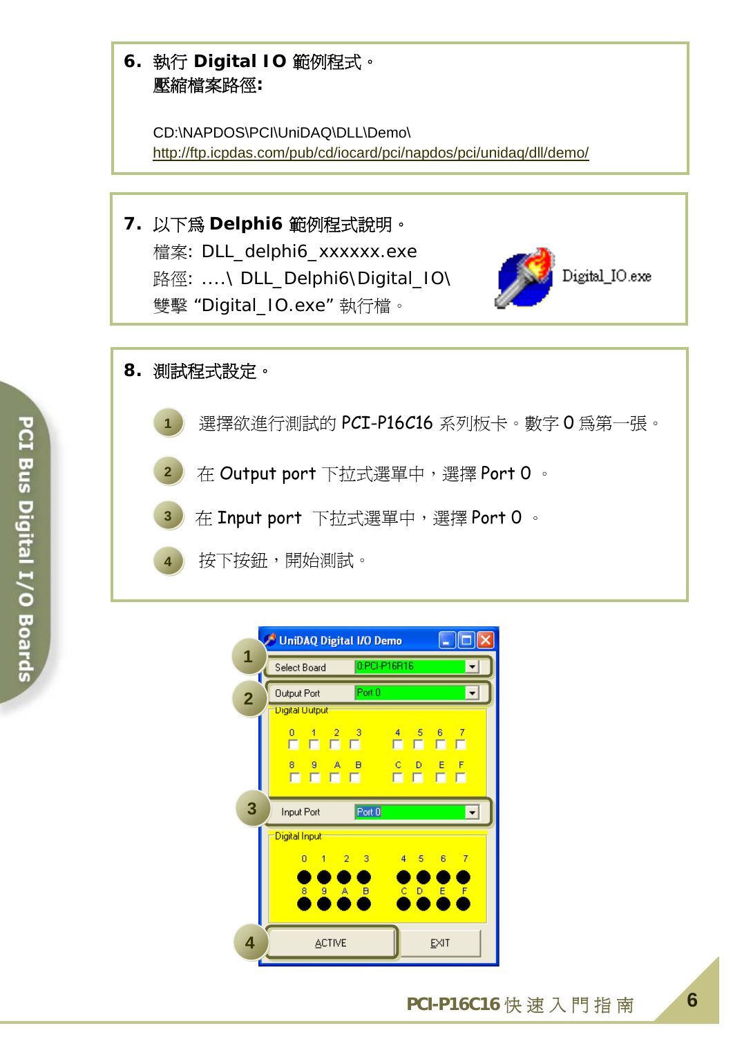**6.** 執行 **Digital IO** 範例程式。

壓縮檔案路徑:

CD:\NAPDOS\PCI\UniDAQ\DLL\Demo\

http://ftp.icpdas.com/pub/cd/iocard/pci/napdos/pci/unidaq/dll/demo/

**7.** 以下為 **Delphi6** 範例程式說明。

檔案: DLL_delphi6_xxxxxx.exe

路徑: ….\ DLL_Delphi6\Digital_IO\

雙擊 “Digital_IO.exe” 執行檔。

Digital_IO.exe

**8.** 測試程式設定。

1. 選擇欲進行測試的 PCI-P16C16 系列板卡。數字 0 為第一張。
2. 在 Output port 下拉式選單中，選擇 Port 0 。
3. 在 Input port 下拉式選單中，選擇 Port 0 。
4. 按下按鈕，開始測試。

UniDAQ Digital I/O Demo

Select Board: 0:PCI-P16R16

Output Port: Port 0

Digital Output: 0 1 2 3 4 5 6 7 / 8 9 A B C D E F

Input Port: Port 0

Digital Input: 0 1 2 3 4 5 6 7 / 8 9 A B C D E F

ACTIVE EXIT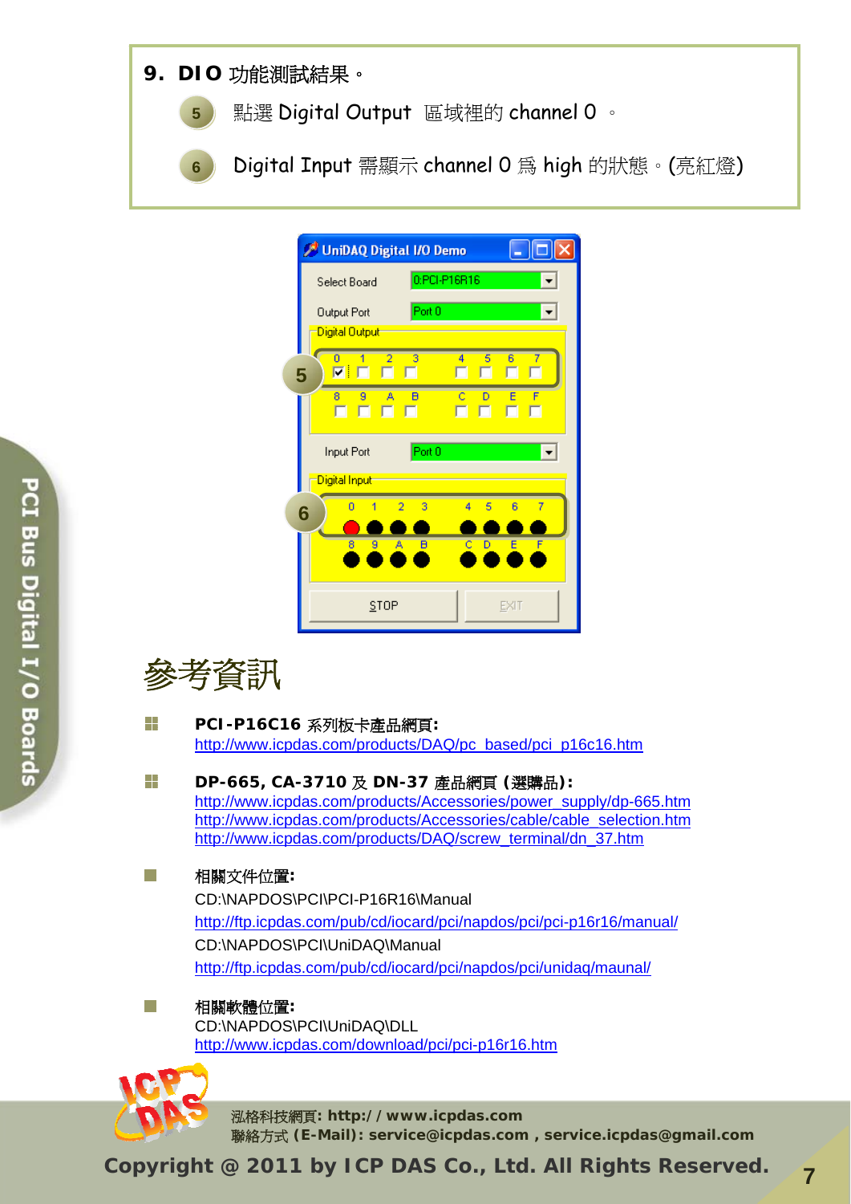**9. DIO 功能測試結果。**

5 點選 Digital Output 區域裡的 channel 0 。

6 Digital Input 需顯示 channel 0 為 high 的狀態。(亮紅燈)

# 參考資訊

- **PCI-P16C16 系列板卡產品網頁:**
  http://www.icpdas.com/products/DAQ/pc_based/pci_p16c16.htm

- **DP-665, CA-3710 及 DN-37 產品網頁 (選購品):**
  http://www.icpdas.com/products/Accessories/power_supply/dp-665.htm
  http://www.icpdas.com/products/Accessories/cable/cable_selection.htm
  http://www.icpdas.com/products/DAQ/screw_terminal/dn_37.htm

- **相關文件位置:**
  CD:\NAPDOS\PCI\PCI-P16R16\Manual
  http://ftp.icpdas.com/pub/cd/iocard/pci/napdos/pci/pci-p16r16/manual/
  CD:\NAPDOS\PCI\UniDAQ\Manual
  http://ftp.icpdas.com/pub/cd/iocard/pci/napdos/pci/unidaq/maunal/

- **相關軟體位置:**
  CD:\NAPDOS\PCI\UniDAQ\DLL
  http://www.icpdas.com/download/pci/pci-p16r16.htm

泓格科技網頁: **http://www.icpdas.com**
聯絡方式 **(E-Mail): service@icpdas.com , service.icpdas@gmail.com**

**Copyright @ 2011 by ICP DAS Co., Ltd. All Rights Reserved.**